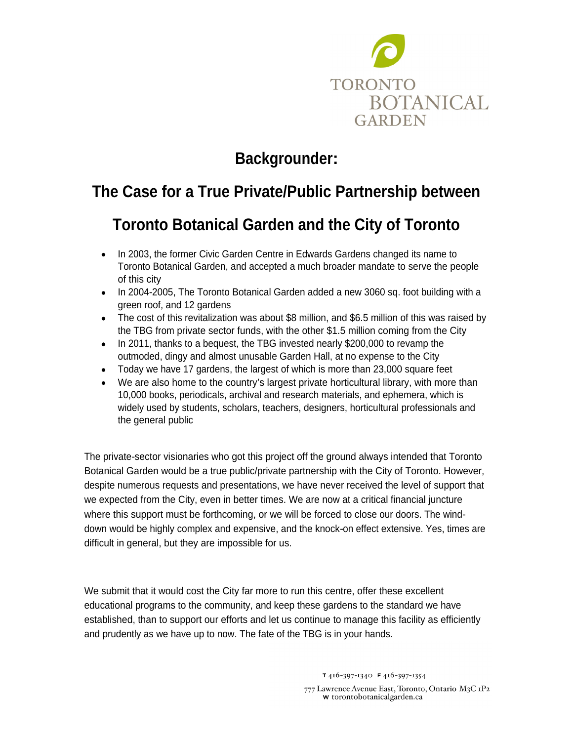TORONTO BOTANICAL GARDEN

# Backgrounder:

# The Case for a True Private/Public Partnership between Toronto Botanical Garden and the City of Toronto

- In 2003, the former Civic Garden Centre in Edwards Gardens changed its name to Toronto Botanical Garden, and accepted a much broader mandate to serve the people of this city
- In 2004-2005, The Toronto Botanical Garden added a new 3060 sq. foot building with a green roof, and 12 gardens
- The cost of this revitalization was about $8 million, and $6.5 million of this was raised by the TBG from private sector funds, with the other $1.5 million coming from the City
- In 2011, thanks to a bequest, the TBG invested nearly $200,000 to revamp the outmoded, dingy and almost unusable Garden Hall, at no expense to the City
- Today we have 17 gardens, the largest of which is more than 23,000 square feet
- We are also home to the country's largest private horticultural library, with more than 10,000 books, periodicals, archival and research materials, and ephemera, which is widely used by students, scholars, teachers, designers, horticultural professionals and the general public

The private-sector visionaries who got this project off the ground always intended that Toronto Botanical Garden would be a true public/private partnership with the City of Toronto. However, despite numerous requests and presentations, we have never received the level of support that we expected from the City, even in better times. We are now at a critical financial juncture where this support must be forthcoming, or we will be forced to close our doors. The wind-down would be highly complex and expensive, and the knock-on effect extensive. Yes, times are difficult in general, but they are impossible for us.

We submit that it would cost the City far more to run this centre, offer these excellent educational programs to the community, and keep these gardens to the standard we have established, than to support our efforts and let us continue to manage this facility as efficiently and prudently as we have up to now. The fate of the TBG is in your hands.

T 416-397-1340 F 416-397-1354
777 Lawrence Avenue East, Toronto, Ontario M3C 1P2
W torontobotanicalgarden.ca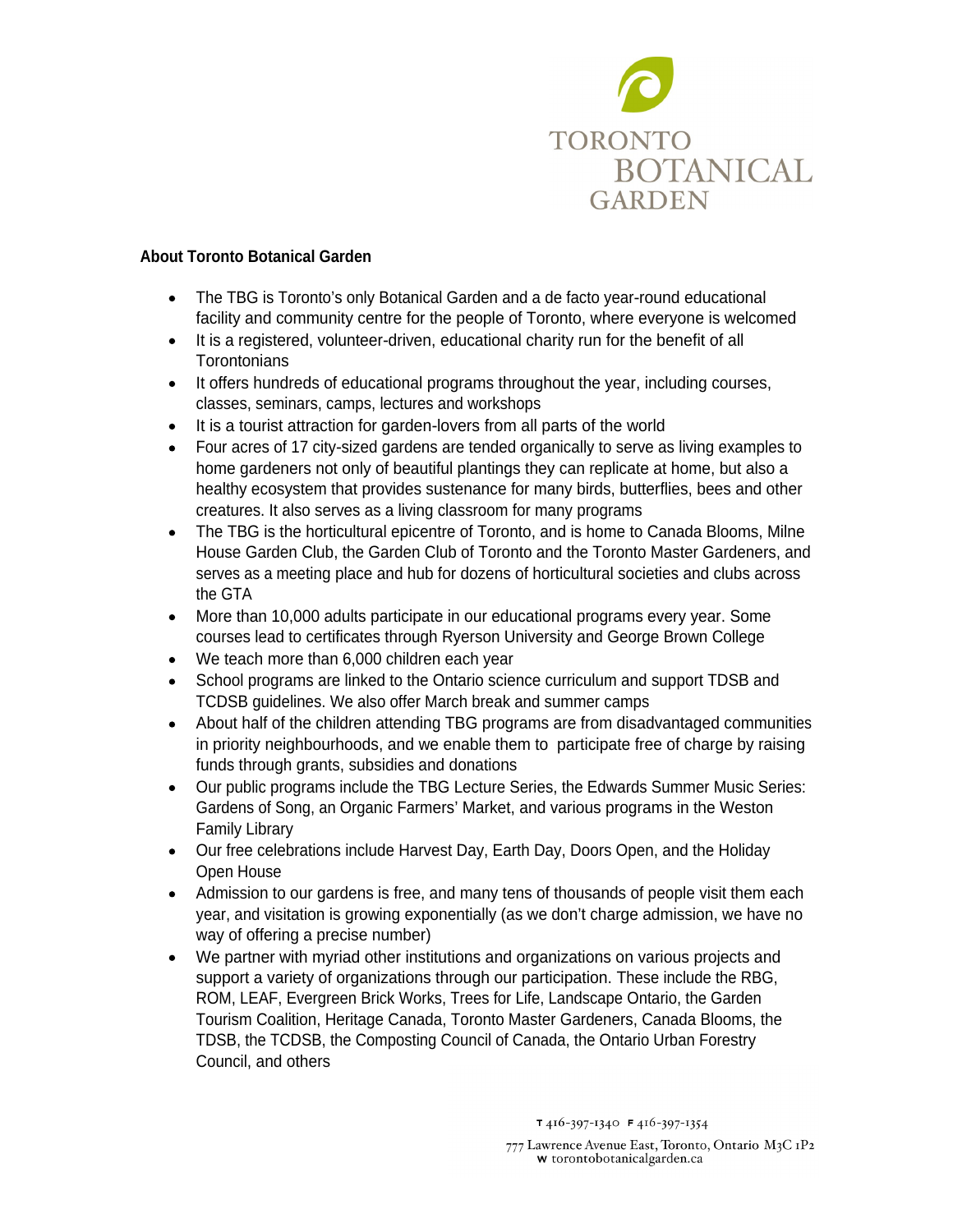# TORONTO BOTANICAL GARDEN

**About Toronto Botanical Garden**

- The TBG is Toronto's only Botanical Garden and a de facto year-round educational facility and community centre for the people of Toronto, where everyone is welcomed
- It is a registered, volunteer-driven, educational charity run for the benefit of all Torontonians
- It offers hundreds of educational programs throughout the year, including courses, classes, seminars, camps, lectures and workshops
- It is a tourist attraction for garden-lovers from all parts of the world
- Four acres of 17 city-sized gardens are tended organically to serve as living examples to home gardeners not only of beautiful plantings they can replicate at home, but also a healthy ecosystem that provides sustenance for many birds, butterflies, bees and other creatures. It also serves as a living classroom for many programs
- The TBG is the horticultural epicentre of Toronto, and is home to Canada Blooms, Milne House Garden Club, the Garden Club of Toronto and the Toronto Master Gardeners, and serves as a meeting place and hub for dozens of horticultural societies and clubs across the GTA
- More than 10,000 adults participate in our educational programs every year. Some courses lead to certificates through Ryerson University and George Brown College
- We teach more than 6,000 children each year
- School programs are linked to the Ontario science curriculum and support TDSB and TCDSB guidelines. We also offer March break and summer camps
- About half of the children attending TBG programs are from disadvantaged communities in priority neighbourhoods, and we enable them to participate free of charge by raising funds through grants, subsidies and donations
- Our public programs include the TBG Lecture Series, the Edwards Summer Music Series: Gardens of Song, an Organic Farmers' Market, and various programs in the Weston Family Library
- Our free celebrations include Harvest Day, Earth Day, Doors Open, and the Holiday Open House
- Admission to our gardens is free, and many tens of thousands of people visit them each year, and visitation is growing exponentially (as we don't charge admission, we have no way of offering a precise number)
- We partner with myriad other institutions and organizations on various projects and support a variety of organizations through our participation. These include the RBG, ROM, LEAF, Evergreen Brick Works, Trees for Life, Landscape Ontario, the Garden Tourism Coalition, Heritage Canada, Toronto Master Gardeners, Canada Blooms, the TDSB, the TCDSB, the Composting Council of Canada, the Ontario Urban Forestry Council, and others

T 416-397-1340 F 416-397-1354
777 Lawrence Avenue East, Toronto, Ontario M3C 1P2
W torontobotanicalgarden.ca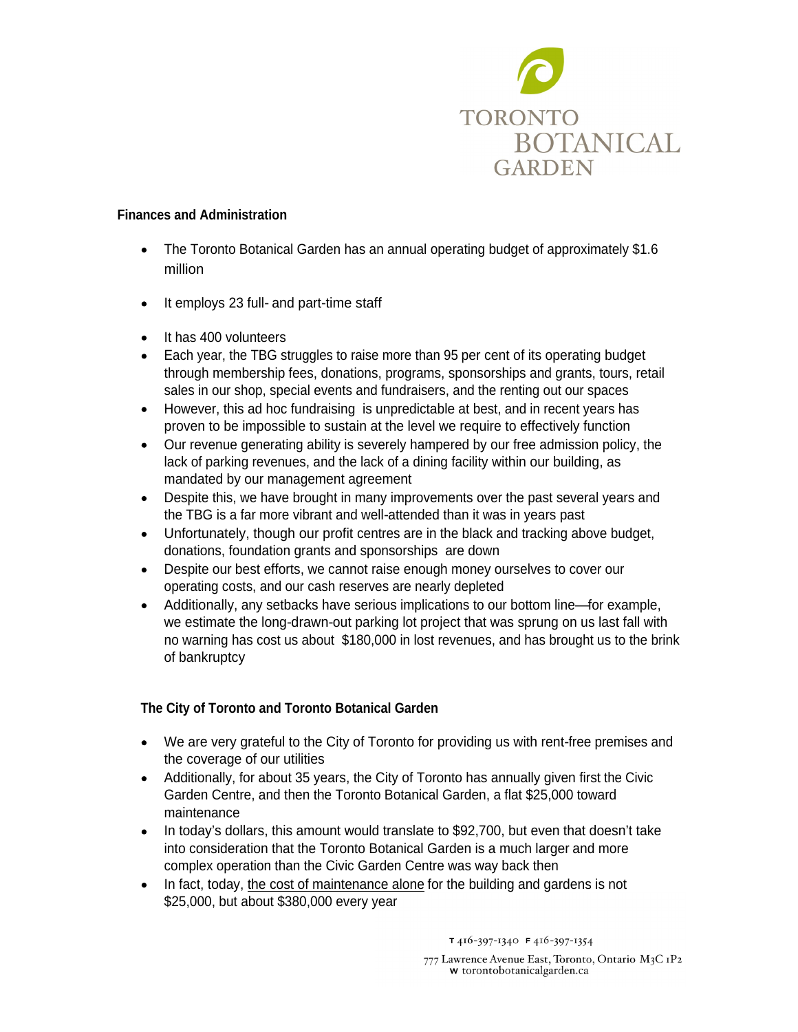**Finances and Administration**

- The Toronto Botanical Garden has an annual operating budget of approximately $1.6 million
- It employs 23 full- and part-time staff
- It has 400 volunteers
- Each year, the TBG struggles to raise more than 95 per cent of its operating budget through membership fees, donations, programs, sponsorships and grants, tours, retail sales in our shop, special events and fundraisers, and the renting out our spaces
- However, this ad hoc fundraising is unpredictable at best, and in recent years has proven to be impossible to sustain at the level we require to effectively function
- Our revenue generating ability is severely hampered by our free admission policy, the lack of parking revenues, and the lack of a dining facility within our building, as mandated by our management agreement
- Despite this, we have brought in many improvements over the past several years and the TBG is a far more vibrant and well-attended than it was in years past
- Unfortunately, though our profit centres are in the black and tracking above budget, donations, foundation grants and sponsorships are down
- Despite our best efforts, we cannot raise enough money ourselves to cover our operating costs, and our cash reserves are nearly depleted
- Additionally, any setbacks have serious implications to our bottom line—for example, we estimate the long-drawn-out parking lot project that was sprung on us last fall with no warning has cost us about $180,000 in lost revenues, and has brought us to the brink of bankruptcy

**The City of Toronto and Toronto Botanical Garden**

- We are very grateful to the City of Toronto for providing us with rent-free premises and the coverage of our utilities
- Additionally, for about 35 years, the City of Toronto has annually given first the Civic Garden Centre, and then the Toronto Botanical Garden, a flat $25,000 toward maintenance
- In today's dollars, this amount would translate to $92,700, but even that doesn't take into consideration that the Toronto Botanical Garden is a much larger and more complex operation than the Civic Garden Centre was way back then
- In fact, today, the cost of maintenance alone for the building and gardens is not $25,000, but about $380,000 every year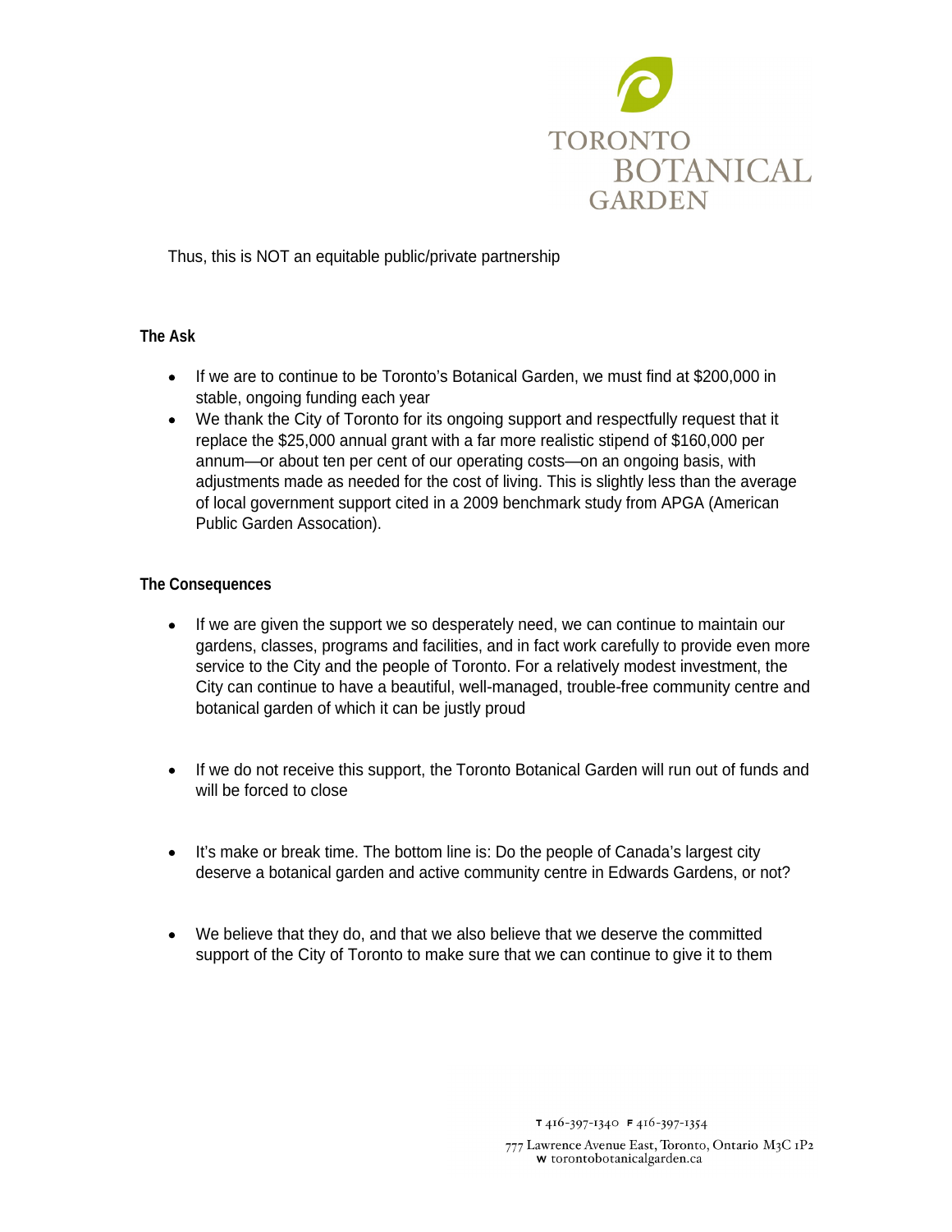Thus, this is NOT an equitable public/private partnership

**The Ask**

- If we are to continue to be Toronto's Botanical Garden, we must find at $200,000 in stable, ongoing funding each year
- We thank the City of Toronto for its ongoing support and respectfully request that it replace the $25,000 annual grant with a far more realistic stipend of $160,000 per annum—or about ten per cent of our operating costs—on an ongoing basis, with adjustments made as needed for the cost of living. This is slightly less than the average of local government support cited in a 2009 benchmark study from APGA (American Public Garden Assocation).

**The Consequences**

- If we are given the support we so desperately need, we can continue to maintain our gardens, classes, programs and facilities, and in fact work carefully to provide even more service to the City and the people of Toronto. For a relatively modest investment, the City can continue to have a beautiful, well-managed, trouble-free community centre and botanical garden of which it can be justly proud
- If we do not receive this support, the Toronto Botanical Garden will run out of funds and will be forced to close
- It's make or break time. The bottom line is: Do the people of Canada's largest city deserve a botanical garden and active community centre in Edwards Gardens, or not?
- We believe that they do, and that we also believe that we deserve the committed support of the City of Toronto to make sure that we can continue to give it to them